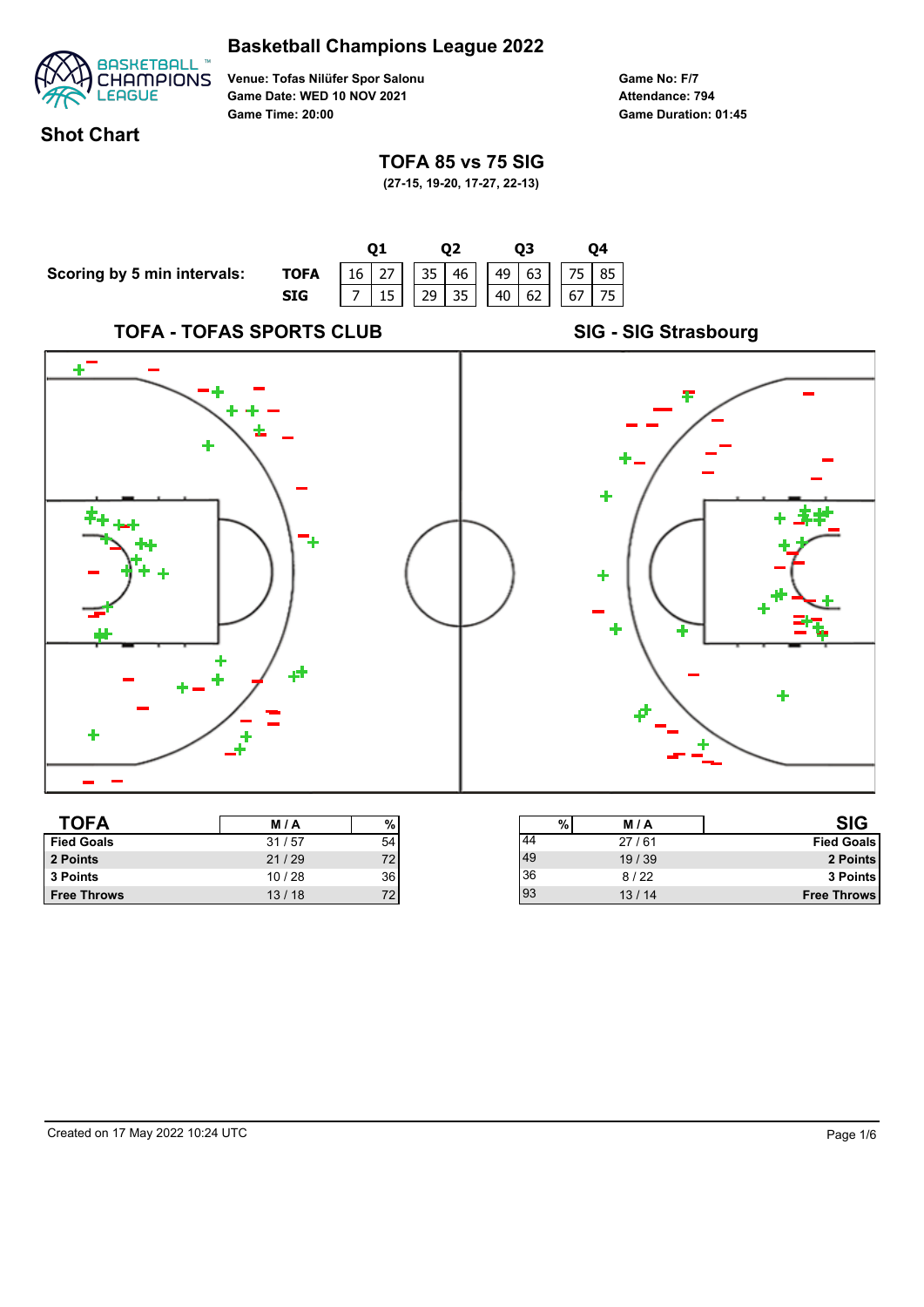# Basketball Champions League 2022

**Venue: Tofas Nilüfer Spor Salonu**
**Game Date: WED 10 NOV 2021**
**Game Time: 20:00**

**Game No: F/7**
**Attendance: 794**
**Game Duration: 01:45**

## Shot Chart

### TOFA 85 vs 75 SIG

**(27-15, 19-20, 17-27, 22-13)**

**Scoring by 5 min intervals:**

| | Q1 | | Q2 | | Q3 | | Q4 | |
|---|---|---|---|---|---|---|---|---|
| **TOFA** | 16 | 27 | 35 | 46 | 49 | 63 | 75 | 85 |
| **SIG** | 7 | 15 | 29 | 35 | 40 | 62 | 67 | 75 |

**TOFA - TOFAS SPORTS CLUB**

**SIG - SIG Strasbourg**

| TOFA | M / A | % |
|---|---|---|
| Fied Goals | 31 / 57 | 54 |
| 2 Points | 21 / 29 | 72 |
| 3 Points | 10 / 28 | 36 |
| Free Throws | 13 / 18 | 72 |

| % | M / A | SIG |
|---|---|---|
| 44 | 27 / 61 | Fied Goals |
| 49 | 19 / 39 | 2 Points |
| 36 | 8 / 22 | 3 Points |
| 93 | 13 / 14 | Free Throws |

Created on 17 May 2022 10:24 UTC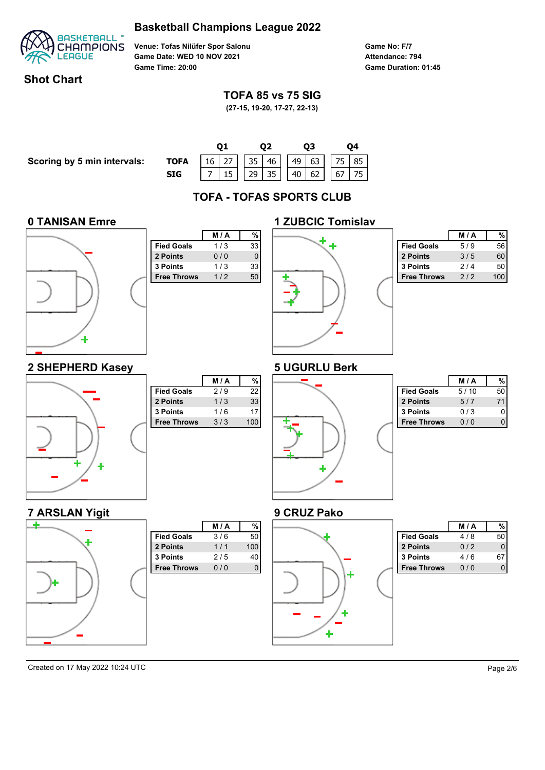# Basketball Champions League 2022

**Venue:** Tofas Nilüfer Spor Salonu
**Game Date:** WED 10 NOV 2021
**Game Time:** 20:00

**Game No:** F/7
**Attendance:** 794
**Game Duration:** 01:45

## Shot Chart

### TOFA 85 vs 75 SIG

(27-15, 19-20, 17-27, 22-13)

**Scoring by 5 min intervals:**

| | Q1 | | Q2 | | Q3 | | Q4 | |
|---|---|---|---|---|---|---|---|---|
| **TOFA** | 16 | 27 | 35 | 46 | 49 | 63 | 75 | 85 |
| **SIG** | 7 | 15 | 29 | 35 | 40 | 62 | 67 | 75 |

## TOFA - TOFAS SPORTS CLUB

### 0 TANISAN Emre

| | M / A | % |
|---|---|---|
| Fied Goals | 1 / 3 | 33 |
| 2 Points | 0 / 0 | 0 |
| 3 Points | 1 / 3 | 33 |
| Free Throws | 1 / 2 | 50 |

### 1 ZUBCIC Tomislav

| | M / A | % |
|---|---|---|
| Fied Goals | 5 / 9 | 56 |
| 2 Points | 3 / 5 | 60 |
| 3 Points | 2 / 4 | 50 |
| Free Throws | 2 / 2 | 100 |

### 2 SHEPHERD Kasey

| | M / A | % |
|---|---|---|
| Fied Goals | 2 / 9 | 22 |
| 2 Points | 1 / 3 | 33 |
| 3 Points | 1 / 6 | 17 |
| Free Throws | 3 / 3 | 100 |

### 5 UGURLU Berk

| | M / A | % |
|---|---|---|
| Fied Goals | 5 / 10 | 50 |
| 2 Points | 5 / 7 | 71 |
| 3 Points | 0 / 3 | 0 |
| Free Throws | 0 / 0 | 0 |

### 7 ARSLAN Yigit

| | M / A | % |
|---|---|---|
| Fied Goals | 3 / 6 | 50 |
| 2 Points | 1 / 1 | 100 |
| 3 Points | 2 / 5 | 40 |
| Free Throws | 0 / 0 | 0 |

### 9 CRUZ Pako

| | M / A | % |
|---|---|---|
| Fied Goals | 4 / 8 | 50 |
| 2 Points | 0 / 2 | 0 |
| 3 Points | 4 / 6 | 67 |
| Free Throws | 0 / 0 | 0 |

Created on 17 May 2022 10:24 UTC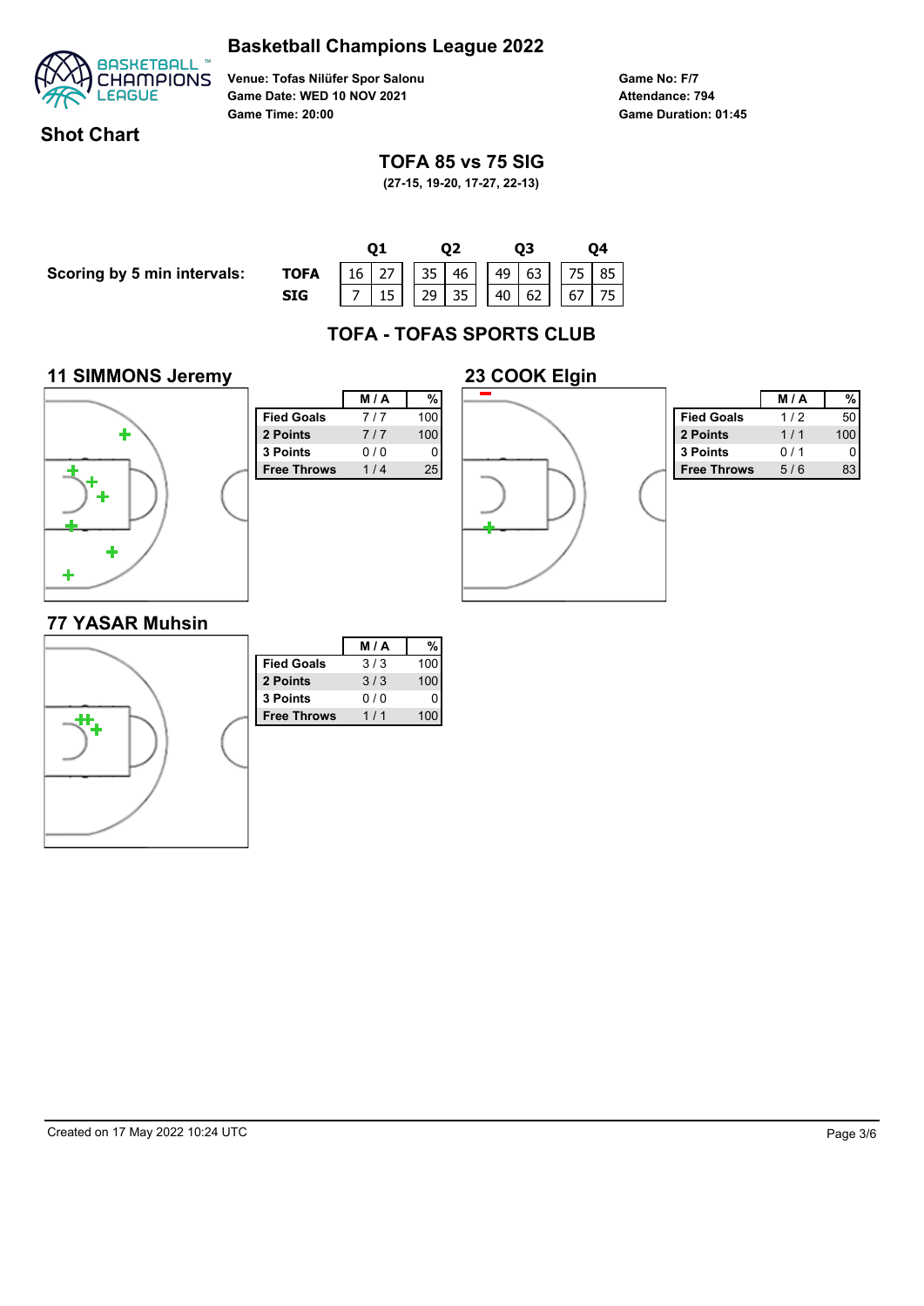# Basketball Champions League 2022

**Venue: Tofas Nilüfer Spor Salonu**
**Game Date: WED 10 NOV 2021**
**Game Time: 20:00**

**Game No: F/7**
**Attendance: 794**
**Game Duration: 01:45**

## Shot Chart

### TOFA 85 vs 75 SIG

**(27-15, 19-20, 17-27, 22-13)**

**Scoring by 5 min intervals:**

| | Q1 | | Q2 | | Q3 | | Q4 | |
|---|---|---|---|---|---|---|---|---|
| **TOFA** | 16 | 27 | 35 | 46 | 49 | 63 | 75 | 85 |
| **SIG** | 7 | 15 | 29 | 35 | 40 | 62 | 67 | 75 |

## TOFA - TOFAS SPORTS CLUB

### 11 SIMMONS Jeremy

| | M / A | % |
|---|---|---|
| **Fied Goals** | 7 / 7 | 100 |
| **2 Points** | 7 / 7 | 100 |
| **3 Points** | 0 / 0 | 0 |
| **Free Throws** | 1 / 4 | 25 |

### 23 COOK Elgin

| | M / A | % |
|---|---|---|
| **Fied Goals** | 1 / 2 | 50 |
| **2 Points** | 1 / 1 | 100 |
| **3 Points** | 0 / 1 | 0 |
| **Free Throws** | 5 / 6 | 83 |

### 77 YASAR Muhsin

| | M / A | % |
|---|---|---|
| **Fied Goals** | 3 / 3 | 100 |
| **2 Points** | 3 / 3 | 100 |
| **3 Points** | 0 / 0 | 0 |
| **Free Throws** | 1 / 1 | 100 |

Created on 17 May 2022 10:24 UTC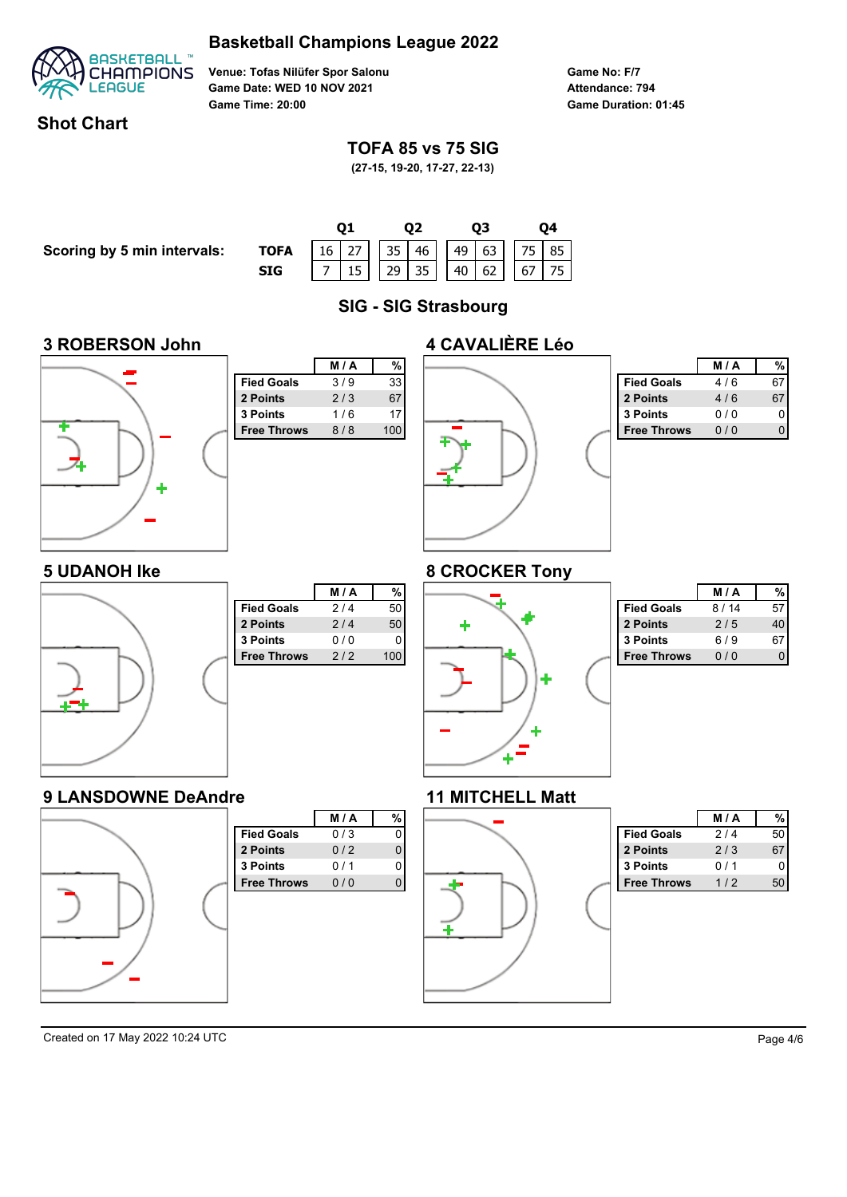# Basketball Champions League 2022

**Venue: Tofas Nilüfer Spor Salonu**
**Game Date: WED 10 NOV 2021**
**Game Time: 20:00**

**Game No: F/7**
**Attendance: 794**
**Game Duration: 01:45**

## Shot Chart

### TOFA 85 vs 75 SIG

**(27-15, 19-20, 17-27, 22-13)**

**Scoring by 5 min intervals:**

| | Q1 | | Q2 | | Q3 | | Q4 | |
|---|---|---|---|---|---|---|---|---|
| **TOFA** | 16 | 27 | 35 | 46 | 49 | 63 | 75 | 85 |
| **SIG** | 7 | 15 | 29 | 35 | 40 | 62 | 67 | 75 |

## SIG - SIG Strasbourg

### 3 ROBERSON John

| | M / A | % |
|---|---|---|
| Fied Goals | 3 / 9 | 33 |
| 2 Points | 2 / 3 | 67 |
| 3 Points | 1 / 6 | 17 |
| Free Throws | 8 / 8 | 100 |

### 4 CAVALIÈRE Léo

| | M / A | % |
|---|---|---|
| Fied Goals | 4 / 6 | 67 |
| 2 Points | 4 / 6 | 67 |
| 3 Points | 0 / 0 | 0 |
| Free Throws | 0 / 0 | 0 |

### 5 UDANOH Ike

| | M / A | % |
|---|---|---|
| Fied Goals | 2 / 4 | 50 |
| 2 Points | 2 / 4 | 50 |
| 3 Points | 0 / 0 | 0 |
| Free Throws | 2 / 2 | 100 |

### 8 CROCKER Tony

| | M / A | % |
|---|---|---|
| Fied Goals | 8 / 14 | 57 |
| 2 Points | 2 / 5 | 40 |
| 3 Points | 6 / 9 | 67 |
| Free Throws | 0 / 0 | 0 |

### 9 LANSDOWNE DeAndre

| | M / A | % |
|---|---|---|
| Fied Goals | 0 / 3 | 0 |
| 2 Points | 0 / 2 | 0 |
| 3 Points | 0 / 1 | 0 |
| Free Throws | 0 / 0 | 0 |

### 11 MITCHELL Matt

| | M / A | % |
|---|---|---|
| Fied Goals | 2 / 4 | 50 |
| 2 Points | 2 / 3 | 67 |
| 3 Points | 0 / 1 | 0 |
| Free Throws | 1 / 2 | 50 |

Created on 17 May 2022 10:24 UTC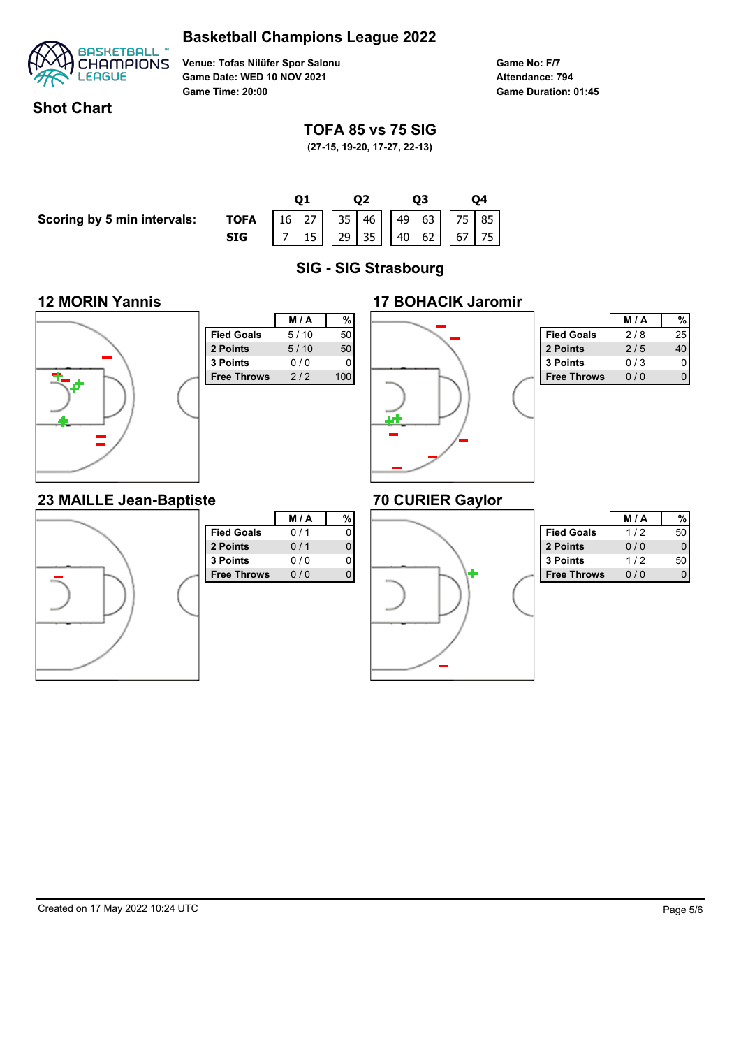# Basketball Champions League 2022

**Venue:** Tofas Nilüfer Spor Salonu
**Game Date:** WED 10 NOV 2021
**Game Time:** 20:00

**Game No:** F/7
**Attendance:** 794
**Game Duration:** 01:45

## Shot Chart

### TOFA 85 vs 75 SIG

**(27-15, 19-20, 17-27, 22-13)**

**Scoring by 5 min intervals:**

| | Q1 | | Q2 | | Q3 | | Q4 | |
|---|---|---|---|---|---|---|---|---|
| **TOFA** | 16 | 27 | 35 | 46 | 49 | 63 | 75 | 85 |
| **SIG** | 7 | 15 | 29 | 35 | 40 | 62 | 67 | 75 |

## SIG - SIG Strasbourg

### 12 MORIN Yannis

| | M / A | % |
|---|---|---|
| Fied Goals | 5 / 10 | 50 |
| 2 Points | 5 / 10 | 50 |
| 3 Points | 0 / 0 | 0 |
| Free Throws | 2 / 2 | 100 |

### 17 BOHACIK Jaromir

| | M / A | % |
|---|---|---|
| Fied Goals | 2 / 8 | 25 |
| 2 Points | 2 / 5 | 40 |
| 3 Points | 0 / 3 | 0 |
| Free Throws | 0 / 0 | 0 |

### 23 MAILLE Jean-Baptiste

| | M / A | % |
|---|---|---|
| Fied Goals | 0 / 1 | 0 |
| 2 Points | 0 / 1 | 0 |
| 3 Points | 0 / 0 | 0 |
| Free Throws | 0 / 0 | 0 |

### 70 CURIER Gaylor

| | M / A | % |
|---|---|---|
| Fied Goals | 1 / 2 | 50 |
| 2 Points | 0 / 0 | 0 |
| 3 Points | 1 / 2 | 50 |
| Free Throws | 0 / 0 | 0 |

Created on 17 May 2022 10:24 UTC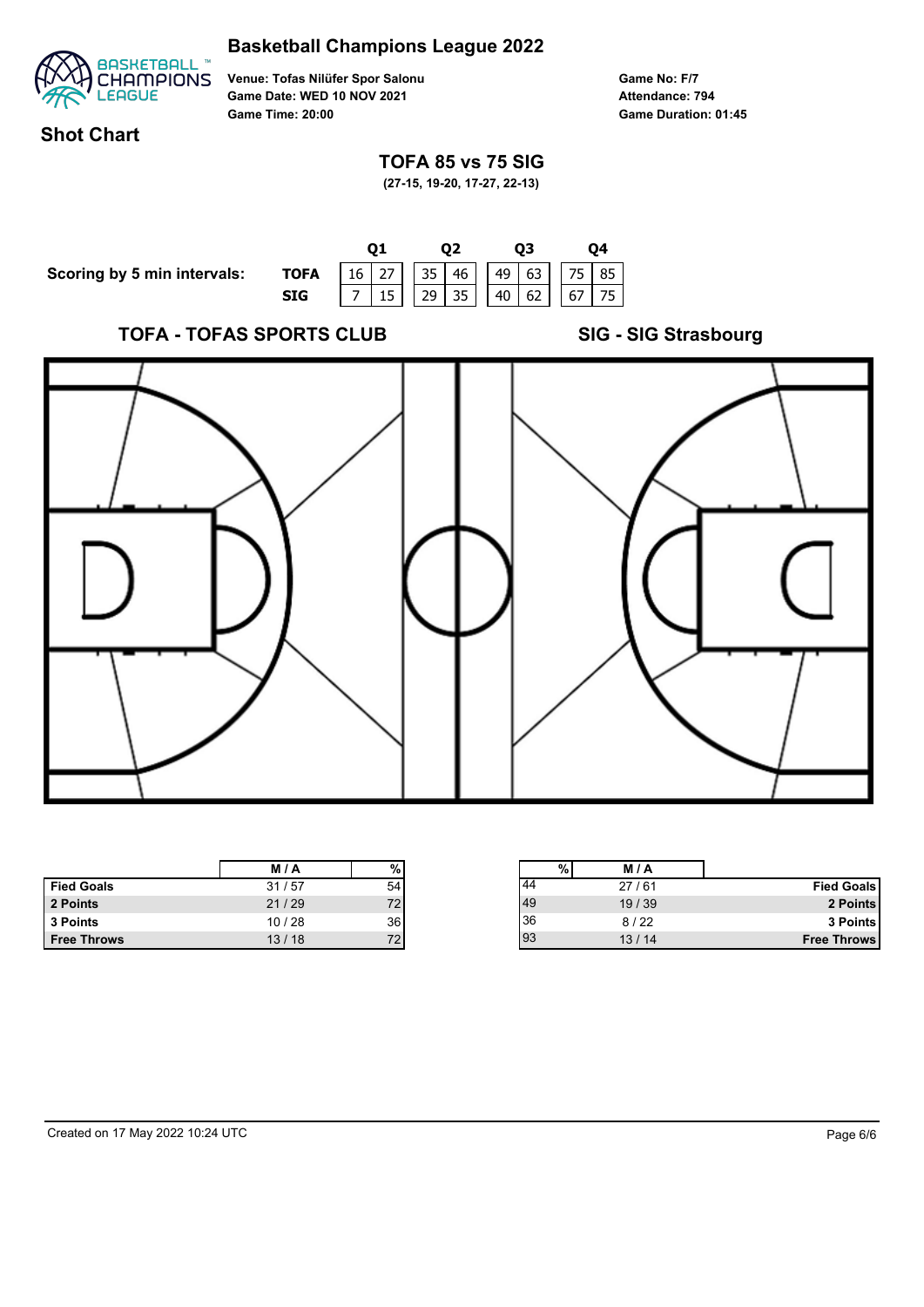# Basketball Champions League 2022

**Venue: Tofas Nilüfer Spor Salonu**
**Game Date: WED 10 NOV 2021**
**Game Time: 20:00**

**Game No: F/7**
**Attendance: 794**
**Game Duration: 01:45**

## Shot Chart

### TOFA 85 vs 75 SIG

**(27-15, 19-20, 17-27, 22-13)**

**Scoring by 5 min intervals:**

| | Q1 | | Q2 | | Q3 | | Q4 | |
|---|---|---|---|---|---|---|---|---|
| **TOFA** | 16 | 27 | 35 | 46 | 49 | 63 | 75 | 85 |
| **SIG** | 7 | 15 | 29 | 35 | 40 | 62 | 67 | 75 |

### TOFA - TOFAS SPORTS CLUB

| | M / A | % |
|---|---|---|
| **Fied Goals** | 31 / 57 | 54 |
| **2 Points** | 21 / 29 | 72 |
| **3 Points** | 10 / 28 | 36 |
| **Free Throws** | 13 / 18 | 72 |

### SIG - SIG Strasbourg

| % | M / A | |
|---|---|---|
| 44 | 27 / 61 | **Fied Goals** |
| 49 | 19 / 39 | **2 Points** |
| 36 | 8 / 22 | **3 Points** |
| 93 | 13 / 14 | **Free Throws** |

Created on 17 May 2022 10:24 UTC